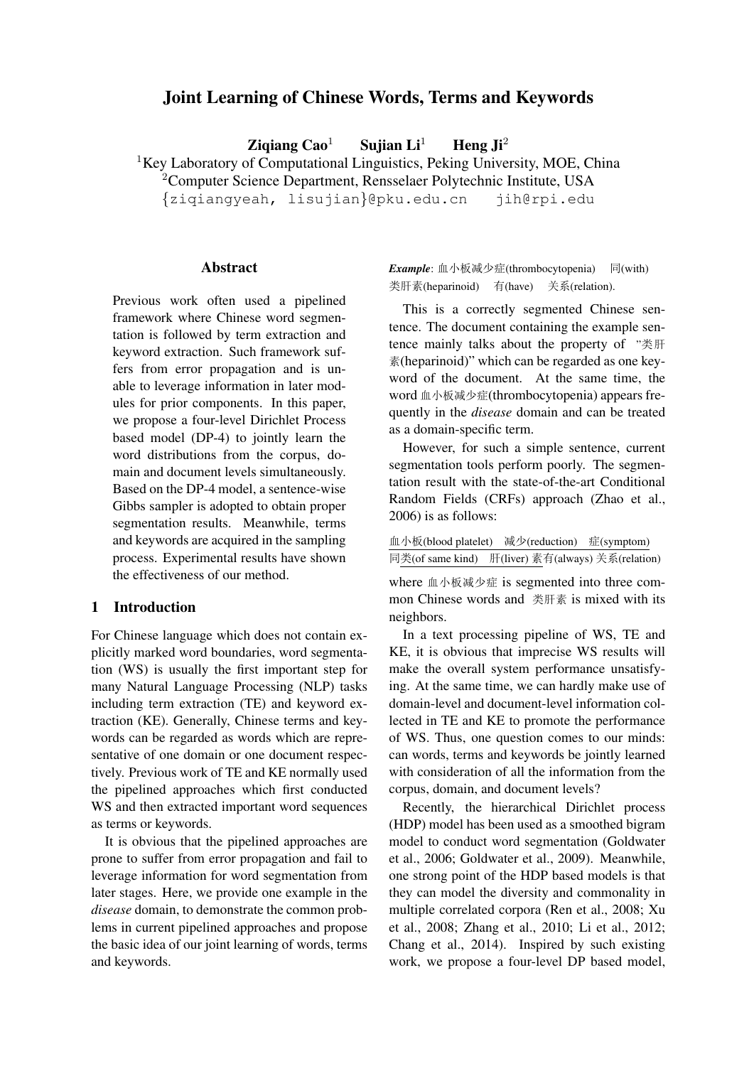# Joint Learning of Chinese Words, Terms and Keywords

**Ziqiang Cao**[1] **Sujian Li**[1] **Heng Ji**[2]

[1]Key Laboratory of Computational Linguistics, Peking University, MOE, China
[2]Computer Science Department, Rensselaer Polytechnic Institute, USA
{ziqiangyeah, lisujian}@pku.edu.cn jih@rpi.edu

## Abstract

Previous work often used a pipelined framework where Chinese word segmentation is followed by term extraction and keyword extraction. Such framework suffers from error propagation and is unable to leverage information in later modules for prior components. In this paper, we propose a four-level Dirichlet Process based model (DP-4) to jointly learn the word distributions from the corpus, domain and document levels simultaneously. Based on the DP-4 model, a sentence-wise Gibbs sampler is adopted to obtain proper segmentation results. Meanwhile, terms and keywords are acquired in the sampling process. Experimental results have shown the effectiveness of our method.

## 1 Introduction

For Chinese language which does not contain explicitly marked word boundaries, word segmentation (WS) is usually the first important step for many Natural Language Processing (NLP) tasks including term extraction (TE) and keyword extraction (KE). Generally, Chinese terms and keywords can be regarded as words which are representative of one domain or one document respectively. Previous work of TE and KE normally used the pipelined approaches which first conducted WS and then extracted important word sequences as terms or keywords.

It is obvious that the pipelined approaches are prone to suffer from error propagation and fail to leverage information for word segmentation from later stages. Here, we provide one example in the *disease* domain, to demonstrate the common problems in current pipelined approaches and propose the basic idea of our joint learning of words, terms and keywords.

***Example***: 血小板减少症(thrombocytopenia) 同(with) 类肝素(heparinoid) 有(have) 关系(relation).

This is a correctly segmented Chinese sentence. The document containing the example sentence mainly talks about the property of "类肝素(heparinoid)" which can be regarded as one keyword of the document. At the same time, the word 血小板减少症(thrombocytopenia) appears frequently in the *disease* domain and can be treated as a domain-specific term.

However, for such a simple sentence, current segmentation tools perform poorly. The segmentation result with the state-of-the-art Conditional Random Fields (CRFs) approach (Zhao et al., 2006) is as follows:

血小板(blood platelet) 减少(reduction) 症(symptom) 同类(of same kind) 肝(liver) 素有(always) 关系(relation)

where 血小板减少症 is segmented into three common Chinese words and 类肝素 is mixed with its neighbors.

In a text processing pipeline of WS, TE and KE, it is obvious that imprecise WS results will make the overall system performance unsatisfying. At the same time, we can hardly make use of domain-level and document-level information collected in TE and KE to promote the performance of WS. Thus, one question comes to our minds: can words, terms and keywords be jointly learned with consideration of all the information from the corpus, domain, and document levels?

Recently, the hierarchical Dirichlet process (HDP) model has been used as a smoothed bigram model to conduct word segmentation (Goldwater et al., 2006; Goldwater et al., 2009). Meanwhile, one strong point of the HDP based models is that they can model the diversity and commonality in multiple correlated corpora (Ren et al., 2008; Xu et al., 2008; Zhang et al., 2010; Li et al., 2012; Chang et al., 2014). Inspired by such existing work, we propose a four-level DP based model,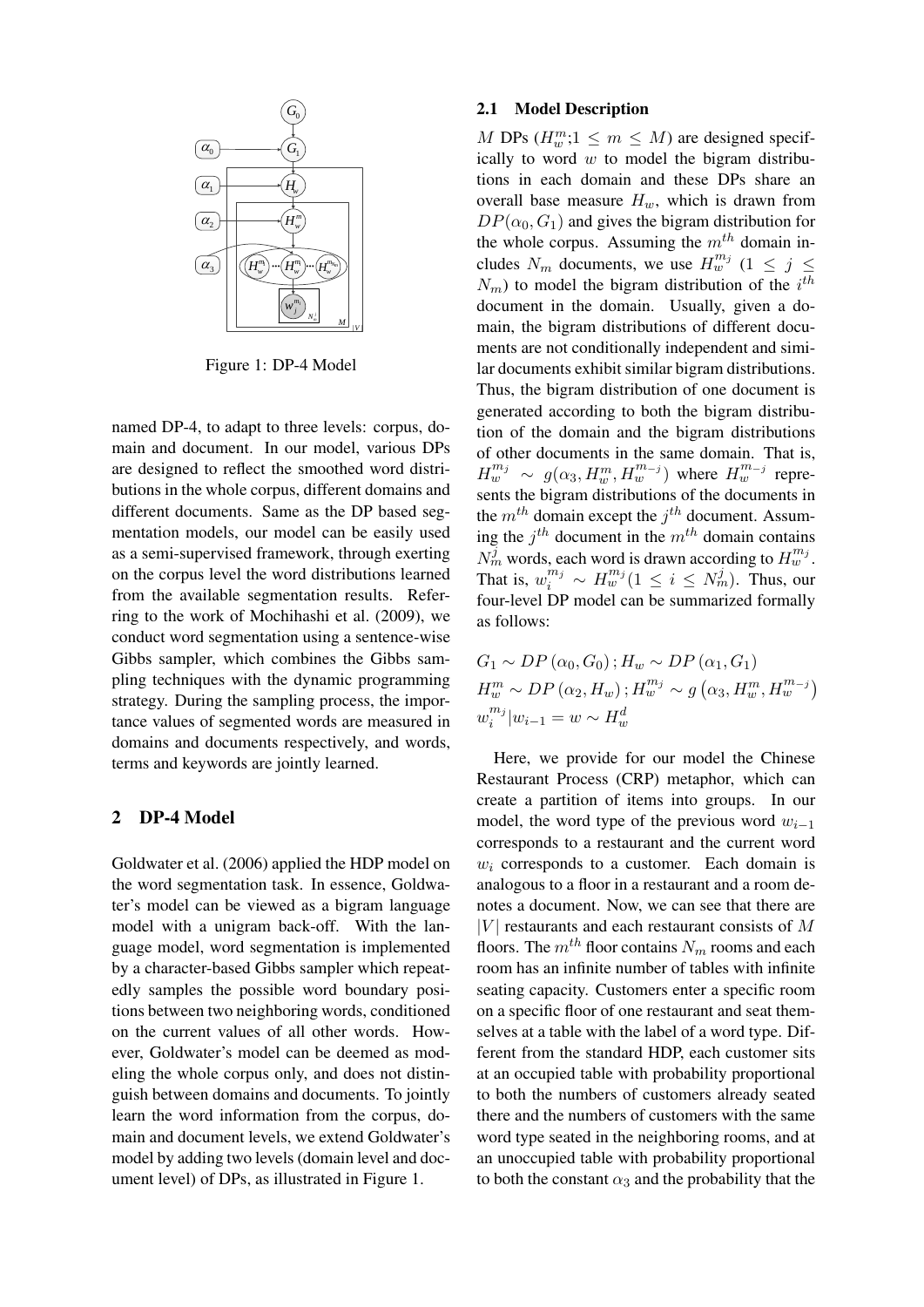Figure 1: DP-4 Model

named DP-4, to adapt to three levels: corpus, domain and document. In our model, various DPs are designed to reflect the smoothed word distributions in the whole corpus, different domains and different documents. Same as the DP based segmentation models, our model can be easily used as a semi-supervised framework, through exerting on the corpus level the word distributions learned from the available segmentation results. Referring to the work of Mochihashi et al. (2009), we conduct word segmentation using a sentence-wise Gibbs sampler, which combines the Gibbs sampling techniques with the dynamic programming strategy. During the sampling process, the importance values of segmented words are measured in domains and documents respectively, and words, terms and keywords are jointly learned.

## 2 DP-4 Model

Goldwater et al. (2006) applied the HDP model on the word segmentation task. In essence, Goldwater's model can be viewed as a bigram language model with a unigram back-off. With the language model, word segmentation is implemented by a character-based Gibbs sampler which repeatedly samples the possible word boundary positions between two neighboring words, conditioned on the current values of all other words. However, Goldwater's model can be deemed as modeling the whole corpus only, and does not distinguish between domains and documents. To jointly learn the word information from the corpus, domain and document levels, we extend Goldwater's model by adding two levels (domain level and document level) of DPs, as illustrated in Figure 1.

### 2.1 Model Description

$M$ DPs ($H_w^m$;$1 \leq m \leq M$) are designed specifically to word $w$ to model the bigram distributions in each domain and these DPs share an overall base measure $H_w$, which is drawn from $DP(\alpha_0, G_1)$ and gives the bigram distribution for the whole corpus. Assuming the $m^{th}$ domain includes $N_m$ documents, we use $H_w^{m_j}$ ($1 \leq j \leq N_m$) to model the bigram distribution of the $i^{th}$ document in the domain. Usually, given a domain, the bigram distributions of different documents are not conditionally independent and similar documents exhibit similar bigram distributions. Thus, the bigram distribution of one document is generated according to both the bigram distribution of the domain and the bigram distributions of other documents in the same domain. That is, $H_w^{m_j} \sim g(\alpha_3, H_w^m, H_w^{m_{-j}})$ where $H_w^{m_{-j}}$ represents the bigram distributions of the documents in the $m^{th}$ domain except the $j^{th}$ document. Assuming the $j^{th}$ document in the $m^{th}$ domain contains $N_m^j$ words, each word is drawn according to $H_w^{m_j}$. That is, $w_i^{m_j} \sim H_w^{m_j} (1 \leq i \leq N_m^j)$. Thus, our four-level DP model can be summarized formally as follows:

$$G_1 \sim DP\left(\alpha_0, G_0\right); H_w \sim DP\left(\alpha_1, G_1\right)$$
$$H_w^m \sim DP\left(\alpha_2, H_w\right); H_w^{m_j} \sim g\left(\alpha_3, H_w^m, H_w^{m_{-j}}\right)$$
$$w_i^{m_j} | w_{i-1} = w \sim H_w^d$$

Here, we provide for our model the Chinese Restaurant Process (CRP) metaphor, which can create a partition of items into groups. In our model, the word type of the previous word $w_{i-1}$ corresponds to a restaurant and the current word $w_i$ corresponds to a customer. Each domain is analogous to a floor in a restaurant and a room denotes a document. Now, we can see that there are $|V|$ restaurants and each restaurant consists of $M$ floors. The $m^{th}$ floor contains $N_m$ rooms and each room has an infinite number of tables with infinite seating capacity. Customers enter a specific room on a specific floor of one restaurant and seat themselves at a table with the label of a word type. Different from the standard HDP, each customer sits at an occupied table with probability proportional to both the numbers of customers already seated there and the numbers of customers with the same word type seated in the neighboring rooms, and at an unoccupied table with probability proportional to both the constant $\alpha_3$ and the probability that the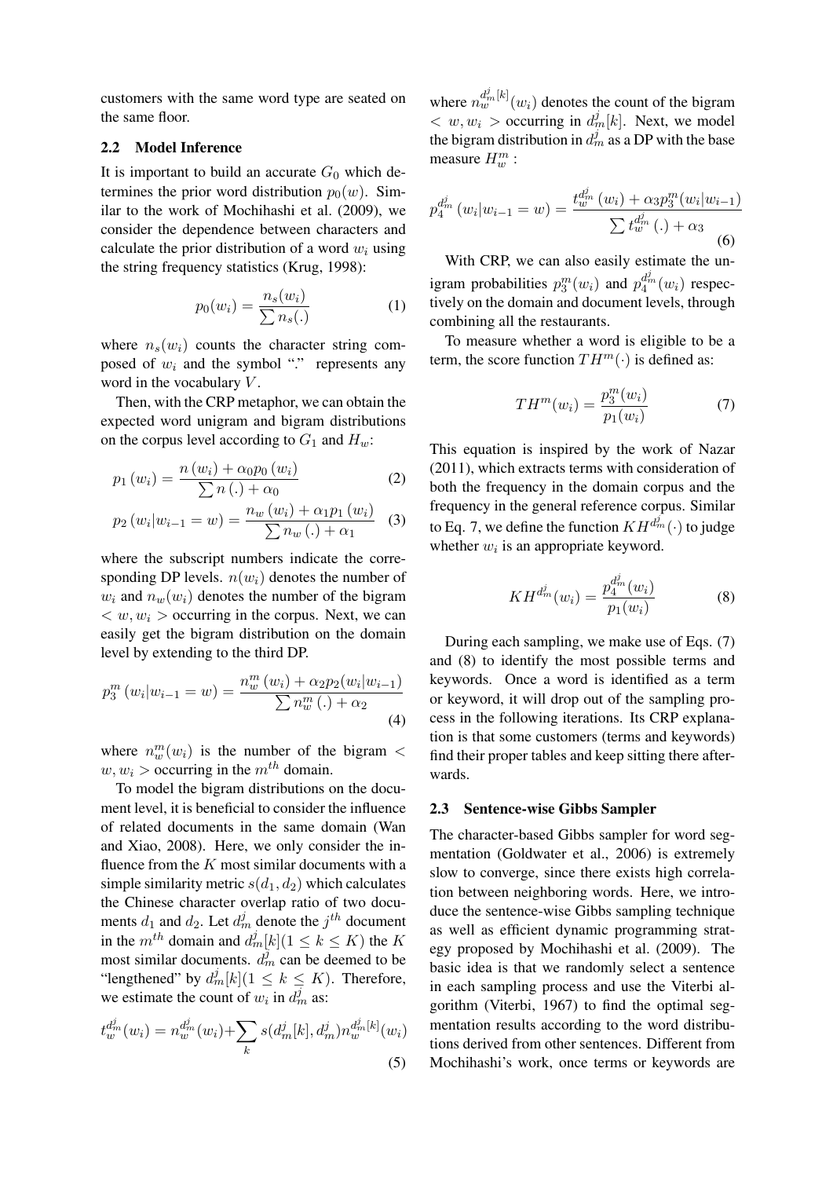customers with the same word type are seated on the same floor.

### 2.2 Model Inference

It is important to build an accurate $G_0$ which determines the prior word distribution $p_0(w)$. Similar to the work of Mochihashi et al. (2009), we consider the dependence between characters and calculate the prior distribution of a word $w_i$ using the string frequency statistics (Krug, 1998):

$$p_0(w_i) = \frac{n_s(w_i)}{\sum n_s(.)} \tag{1}$$

where $n_s(w_i)$ counts the character string composed of $w_i$ and the symbol "." represents any word in the vocabulary $V$.

Then, with the CRP metaphor, we can obtain the expected word unigram and bigram distributions on the corpus level according to $G_1$ and $H_w$:

$$p_1(w_i) = \frac{n(w_i) + \alpha_0 p_0(w_i)}{\sum n(.) + \alpha_0} \tag{2}$$

$$p_2(w_i|w_{i-1} = w) = \frac{n_w(w_i) + \alpha_1 p_1(w_i)}{\sum n_w(.) + \alpha_1} \tag{3}$$

where the subscript numbers indicate the corresponding DP levels. $n(w_i)$ denotes the number of $w_i$ and $n_w(w_i)$ denotes the number of the bigram $< w, w_i >$ occurring in the corpus. Next, we can easily get the bigram distribution on the domain level by extending to the third DP.

$$p_3^m(w_i|w_{i-1} = w) = \frac{n_w^m(w_i) + \alpha_2 p_2(w_i|w_{i-1})}{\sum n_w^m(.) + \alpha_2} \tag{4}$$

where $n_w^m(w_i)$ is the number of the bigram $< w, w_i >$ occurring in the $m^{th}$ domain.

To model the bigram distributions on the document level, it is beneficial to consider the influence of related documents in the same domain (Wan and Xiao, 2008). Here, we only consider the influence from the $K$ most similar documents with a simple similarity metric $s(d_1, d_2)$ which calculates the Chinese character overlap ratio of two documents $d_1$ and $d_2$. Let $d_m^j$ denote the $j^{th}$ document in the $m^{th}$ domain and $d_m^j[k] (1 \leq k \leq K)$ the $K$ most similar documents. $d_m^j$ can be deemed to be "lengthened" by $d_m^j[k] (1 \leq k \leq K)$. Therefore, we estimate the count of $w_i$ in $d_m^j$ as:

$$t_w^{d_m^j}(w_i) = n_w^{d_m^j}(w_i) + \sum_k s(d_m^j[k], d_m^j) n_w^{d_m^j[k]}(w_i) \tag{5}$$

where $n_w^{d_m^j[k]}(w_i)$ denotes the count of the bigram $< w, w_i >$ occurring in $d_m^j[k]$. Next, we model the bigram distribution in $d_m^j$ as a DP with the base measure $H_w^m$ :

$$p_4^{d_m^j}(w_i|w_{i-1} = w) = \frac{t_w^{d_m^j}(w_i) + \alpha_3 p_3^m(w_i|w_{i-1})}{\sum t_w^{d_m^j}(.) + \alpha_3} \tag{6}$$

With CRP, we can also easily estimate the unigram probabilities $p_3^m(w_i)$ and $p_4^{d_m^j}(w_i)$ respectively on the domain and document levels, through combining all the restaurants.

To measure whether a word is eligible to be a term, the score function $TH^m(\cdot)$ is defined as:

$$TH^m(w_i) = \frac{p_3^m(w_i)}{p_1(w_i)} \tag{7}$$

This equation is inspired by the work of Nazar (2011), which extracts terms with consideration of both the frequency in the domain corpus and the frequency in the general reference corpus. Similar to Eq. 7, we define the function $KH^{d_m^j}(\cdot)$ to judge whether $w_i$ is an appropriate keyword.

$$KH^{d_m^j}(w_i) = \frac{p_4^{d_m^j}(w_i)}{p_1(w_i)} \tag{8}$$

During each sampling, we make use of Eqs. (7) and (8) to identify the most possible terms and keywords. Once a word is identified as a term or keyword, it will drop out of the sampling process in the following iterations. Its CRP explanation is that some customers (terms and keywords) find their proper tables and keep sitting there afterwards.

### 2.3 Sentence-wise Gibbs Sampler

The character-based Gibbs sampler for word segmentation (Goldwater et al., 2006) is extremely slow to converge, since there exists high correlation between neighboring words. Here, we introduce the sentence-wise Gibbs sampling technique as well as efficient dynamic programming strategy proposed by Mochihashi et al. (2009). The basic idea is that we randomly select a sentence in each sampling process and use the Viterbi algorithm (Viterbi, 1967) to find the optimal segmentation results according to the word distributions derived from other sentences. Different from Mochihashi's work, once terms or keywords are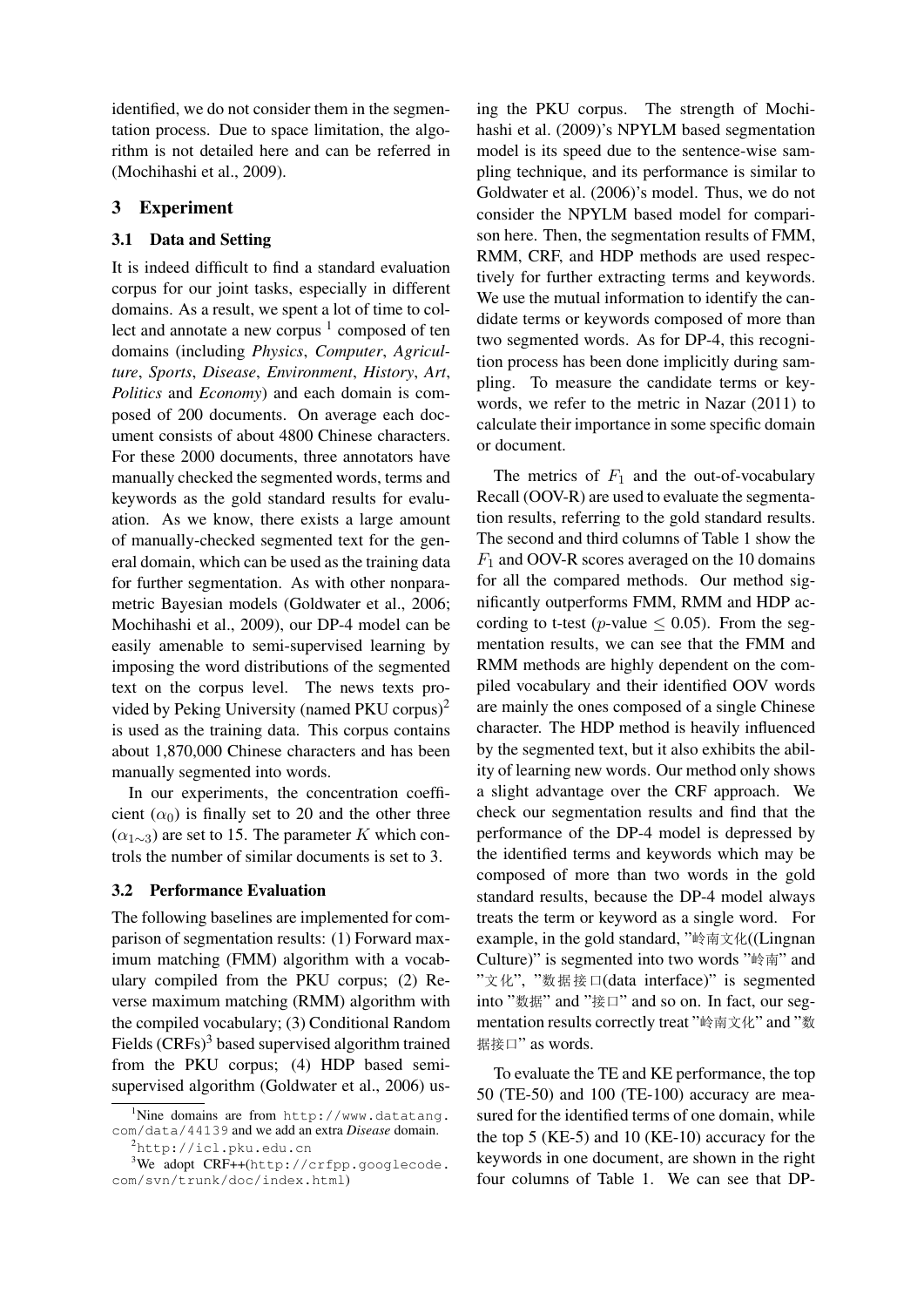identified, we do not consider them in the segmentation process. Due to space limitation, the algorithm is not detailed here and can be referred in (Mochihashi et al., 2009).

## 3 Experiment

### 3.1 Data and Setting

It is indeed difficult to find a standard evaluation corpus for our joint tasks, especially in different domains. As a result, we spent a lot of time to collect and annotate a new corpus [1] composed of ten domains (including *Physics*, *Computer*, *Agriculture*, *Sports*, *Disease*, *Environment*, *History*, *Art*, *Politics* and *Economy*) and each domain is composed of 200 documents. On average each document consists of about 4800 Chinese characters. For these 2000 documents, three annotators have manually checked the segmented words, terms and keywords as the gold standard results for evaluation. As we know, there exists a large amount of manually-checked segmented text for the general domain, which can be used as the training data for further segmentation. As with other nonparametric Bayesian models (Goldwater et al., 2006; Mochihashi et al., 2009), our DP-4 model can be easily amenable to semi-supervised learning by imposing the word distributions of the segmented text on the corpus level. The news texts provided by Peking University (named PKU corpus)[2] is used as the training data. This corpus contains about 1,870,000 Chinese characters and has been manually segmented into words.

In our experiments, the concentration coefficient ($\alpha_0$) is finally set to 20 and the other three ($\alpha_{1\sim3}$) are set to 15. The parameter $K$ which controls the number of similar documents is set to 3.

### 3.2 Performance Evaluation

The following baselines are implemented for comparison of segmentation results: (1) Forward maximum matching (FMM) algorithm with a vocabulary compiled from the PKU corpus; (2) Reverse maximum matching (RMM) algorithm with the compiled vocabulary; (3) Conditional Random Fields (CRFs)[3] based supervised algorithm trained from the PKU corpus; (4) HDP based semi-supervised algorithm (Goldwater et al., 2006) using the PKU corpus. The strength of Mochihashi et al. (2009)'s NPYLM based segmentation model is its speed due to the sentence-wise sampling technique, and its performance is similar to Goldwater et al. (2006)'s model. Thus, we do not consider the NPYLM based model for comparison here. Then, the segmentation results of FMM, RMM, CRF, and HDP methods are used respectively for further extracting terms and keywords. We use the mutual information to identify the candidate terms or keywords composed of more than two segmented words. As for DP-4, this recognition process has been done implicitly during sampling. To measure the candidate terms or keywords, we refer to the metric in Nazar (2011) to calculate their importance in some specific domain or document.

The metrics of $F_1$ and the out-of-vocabulary Recall (OOV-R) are used to evaluate the segmentation results, referring to the gold standard results. The second and third columns of Table 1 show the $F_1$ and OOV-R scores averaged on the 10 domains for all the compared methods. Our method significantly outperforms FMM, RMM and HDP according to t-test ($p$-value $\leq$ 0.05). From the segmentation results, we can see that the FMM and RMM methods are highly dependent on the compiled vocabulary and their identified OOV words are mainly the ones composed of a single Chinese character. The HDP method is heavily influenced by the segmented text, but it also exhibits the ability of learning new words. Our method only shows a slight advantage over the CRF approach. We check our segmentation results and find that the performance of the DP-4 model is depressed by the identified terms and keywords which may be composed of more than two words in the gold standard results, because the DP-4 model always treats the term or keyword as a single word. For example, in the gold standard, "岭南文化((Lingnan Culture)" is segmented into two words "岭南" and "文化", "数据接口(data interface)" is segmented into "数据" and "接口" and so on. In fact, our segmentation results correctly treat "岭南文化" and "数据接口" as words.

To evaluate the TE and KE performance, the top 50 (TE-50) and 100 (TE-100) accuracy are measured for the identified terms of one domain, while the top 5 (KE-5) and 10 (KE-10) accuracy for the keywords in one document, are shown in the right four columns of Table 1. We can see that DP-

[1] Nine domains are from http://www.datatang.com/data/44139 and we add an extra *Disease* domain.

[2] http://icl.pku.edu.cn

[3] We adopt CRF++(http://crfpp.googlecode.com/svn/trunk/doc/index.html)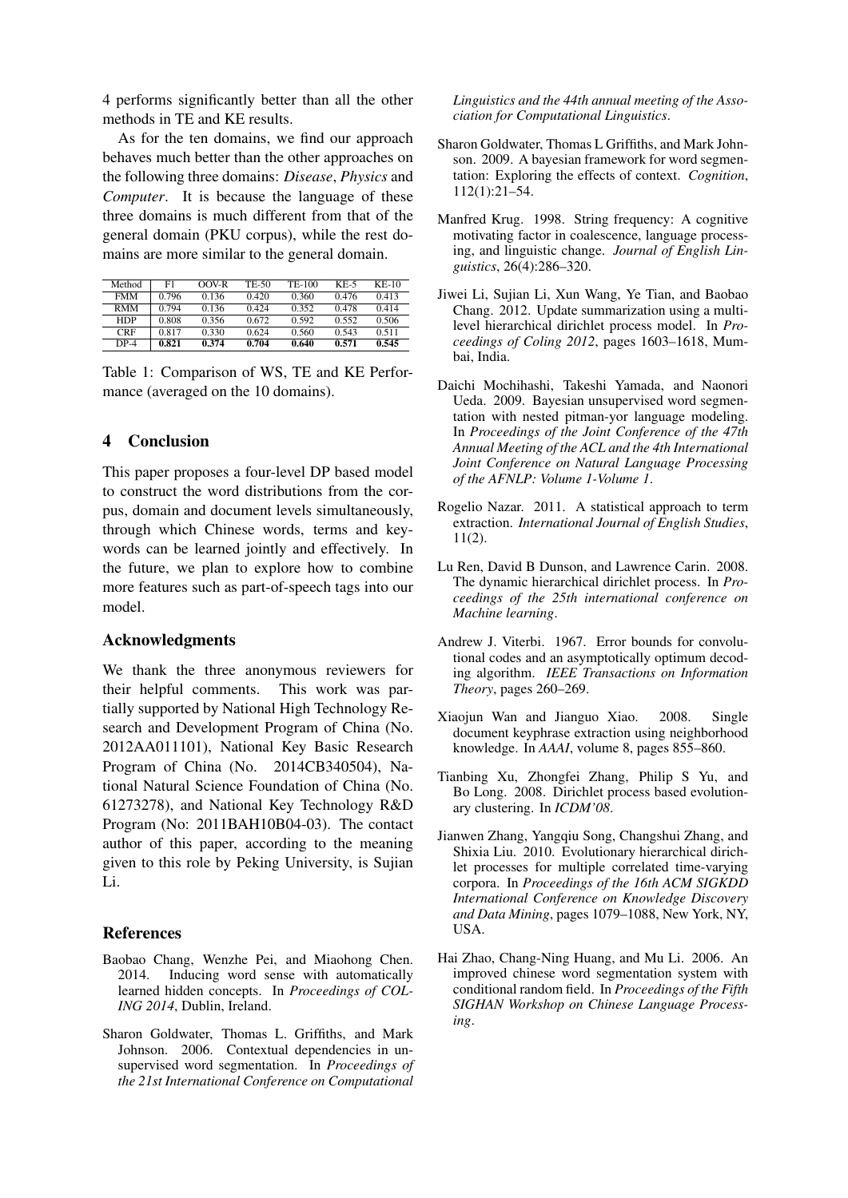4 performs significantly better than all the other methods in TE and KE results.

As for the ten domains, we find our approach behaves much better than the other approaches on the following three domains: *Disease*, *Physics* and *Computer*. It is because the language of these three domains is much different from that of the general domain (PKU corpus), while the rest domains are more similar to the general domain.

| Method | F1 | OOV-R | TE-50 | TE-100 | KE-5 | KE-10 |
|---|---|---|---|---|---|---|
| FMM | 0.796 | 0.136 | 0.420 | 0.360 | 0.476 | 0.413 |
| RMM | 0.794 | 0.136 | 0.424 | 0.352 | 0.478 | 0.414 |
| HDP | 0.808 | 0.356 | 0.672 | 0.592 | 0.552 | 0.506 |
| CRF | 0.817 | 0.330 | 0.624 | 0.560 | 0.543 | 0.511 |
| DP-4 | **0.821** | **0.374** | **0.704** | **0.640** | **0.571** | **0.545** |

Table 1: Comparison of WS, TE and KE Performance (averaged on the 10 domains).

## 4 Conclusion

This paper proposes a four-level DP based model to construct the word distributions from the corpus, domain and document levels simultaneously, through which Chinese words, terms and keywords can be learned jointly and effectively. In the future, we plan to explore how to combine more features such as part-of-speech tags into our model.

### Acknowledgments

We thank the three anonymous reviewers for their helpful comments. This work was partially supported by National High Technology Research and Development Program of China (No. 2012AA011101), National Key Basic Research Program of China (No. 2014CB340504), National Natural Science Foundation of China (No. 61273278), and National Key Technology R&D Program (No: 2011BAH10B04-03). The contact author of this paper, according to the meaning given to this role by Peking University, is Sujian Li.

### References

Baobao Chang, Wenzhe Pei, and Miaohong Chen. 2014. Inducing word sense with automatically learned hidden concepts. In *Proceedings of COLING 2014*, Dublin, Ireland.

Sharon Goldwater, Thomas L. Griffiths, and Mark Johnson. 2006. Contextual dependencies in unsupervised word segmentation. In *Proceedings of the 21st International Conference on Computational Linguistics and the 44th annual meeting of the Association for Computational Linguistics*.

Sharon Goldwater, Thomas L Griffiths, and Mark Johnson. 2009. A bayesian framework for word segmentation: Exploring the effects of context. *Cognition*, 112(1):21–54.

Manfred Krug. 1998. String frequency: A cognitive motivating factor in coalescence, language processing, and linguistic change. *Journal of English Linguistics*, 26(4):286–320.

Jiwei Li, Sujian Li, Xun Wang, Ye Tian, and Baobao Chang. 2012. Update summarization using a multi-level hierarchical dirichlet process model. In *Proceedings of Coling 2012*, pages 1603–1618, Mumbai, India.

Daichi Mochihashi, Takeshi Yamada, and Naonori Ueda. 2009. Bayesian unsupervised word segmentation with nested pitman-yor language modeling. In *Proceedings of the Joint Conference of the 47th Annual Meeting of the ACL and the 4th International Joint Conference on Natural Language Processing of the AFNLP: Volume 1-Volume 1*.

Rogelio Nazar. 2011. A statistical approach to term extraction. *International Journal of English Studies*, 11(2).

Lu Ren, David B Dunson, and Lawrence Carin. 2008. The dynamic hierarchical dirichlet process. In *Proceedings of the 25th international conference on Machine learning*.

Andrew J. Viterbi. 1967. Error bounds for convolutional codes and an asymptotically optimum decoding algorithm. *IEEE Transactions on Information Theory*, pages 260–269.

Xiaojun Wan and Jianguo Xiao. 2008. Single document keyphrase extraction using neighborhood knowledge. In *AAAI*, volume 8, pages 855–860.

Tianbing Xu, Zhongfei Zhang, Philip S Yu, and Bo Long. 2008. Dirichlet process based evolutionary clustering. In *ICDM'08*.

Jianwen Zhang, Yangqiu Song, Changshui Zhang, and Shixia Liu. 2010. Evolutionary hierarchical dirichlet processes for multiple correlated time-varying corpora. In *Proceedings of the 16th ACM SIGKDD International Conference on Knowledge Discovery and Data Mining*, pages 1079–1088, New York, NY, USA.

Hai Zhao, Chang-Ning Huang, and Mu Li. 2006. An improved chinese word segmentation system with conditional random field. In *Proceedings of the Fifth SIGHAN Workshop on Chinese Language Processing*.